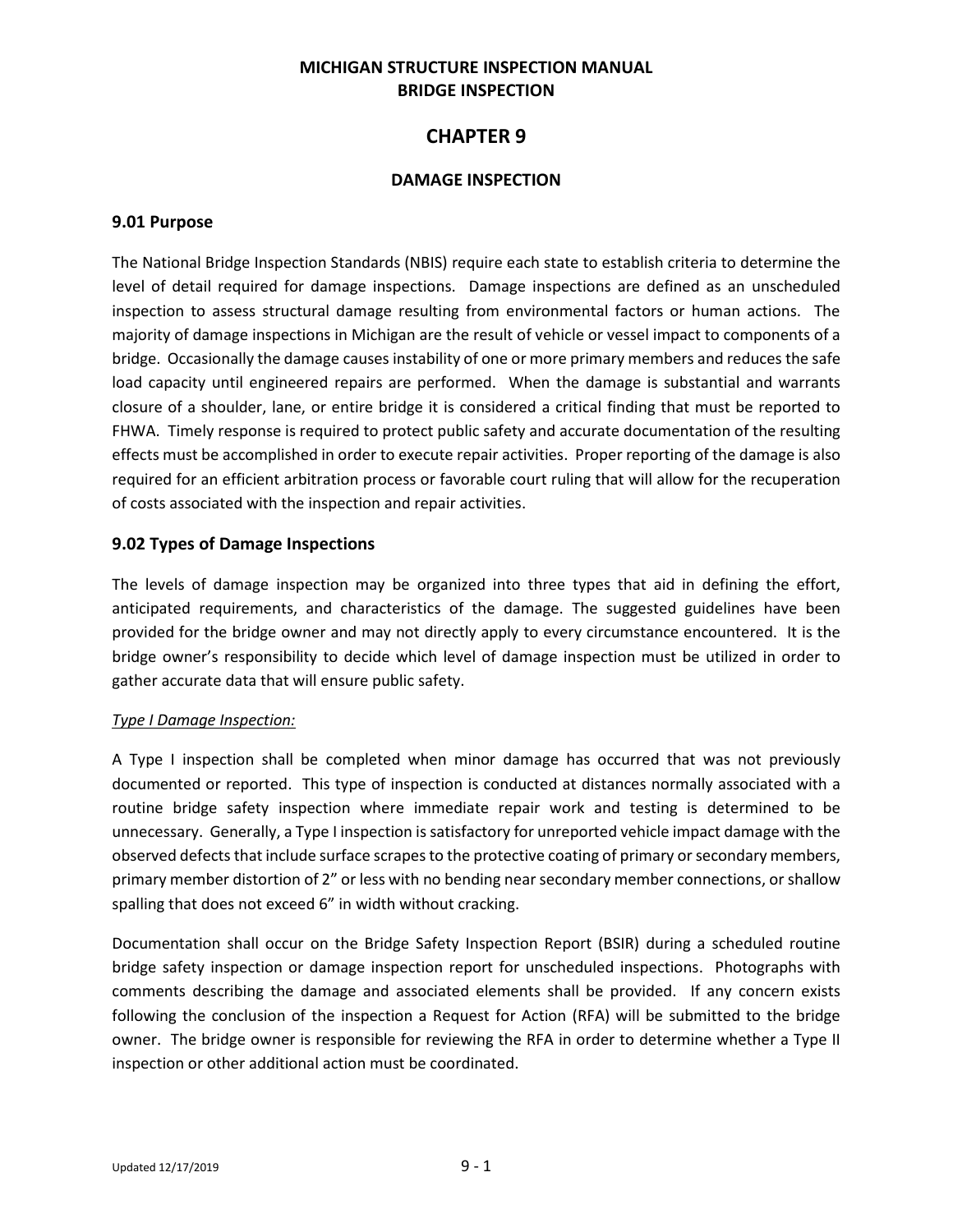# MICHIGAN STRUCTURE INSPECTION MANUAL
# BRIDGE INSPECTION

# CHAPTER 9

## DAMAGE INSPECTION

### 9.01 Purpose

The National Bridge Inspection Standards (NBIS) require each state to establish criteria to determine the level of detail required for damage inspections. Damage inspections are defined as an unscheduled inspection to assess structural damage resulting from environmental factors or human actions. The majority of damage inspections in Michigan are the result of vehicle or vessel impact to components of a bridge. Occasionally the damage causes instability of one or more primary members and reduces the safe load capacity until engineered repairs are performed. When the damage is substantial and warrants closure of a shoulder, lane, or entire bridge it is considered a critical finding that must be reported to FHWA. Timely response is required to protect public safety and accurate documentation of the resulting effects must be accomplished in order to execute repair activities. Proper reporting of the damage is also required for an efficient arbitration process or favorable court ruling that will allow for the recuperation of costs associated with the inspection and repair activities.

### 9.02 Types of Damage Inspections

The levels of damage inspection may be organized into three types that aid in defining the effort, anticipated requirements, and characteristics of the damage. The suggested guidelines have been provided for the bridge owner and may not directly apply to every circumstance encountered. It is the bridge owner's responsibility to decide which level of damage inspection must be utilized in order to gather accurate data that will ensure public safety.

*Type I Damage Inspection:*

A Type I inspection shall be completed when minor damage has occurred that was not previously documented or reported. This type of inspection is conducted at distances normally associated with a routine bridge safety inspection where immediate repair work and testing is determined to be unnecessary. Generally, a Type I inspection is satisfactory for unreported vehicle impact damage with the observed defects that include surface scrapes to the protective coating of primary or secondary members, primary member distortion of 2" or less with no bending near secondary member connections, or shallow spalling that does not exceed 6" in width without cracking.

Documentation shall occur on the Bridge Safety Inspection Report (BSIR) during a scheduled routine bridge safety inspection or damage inspection report for unscheduled inspections. Photographs with comments describing the damage and associated elements shall be provided. If any concern exists following the conclusion of the inspection a Request for Action (RFA) will be submitted to the bridge owner. The bridge owner is responsible for reviewing the RFA in order to determine whether a Type II inspection or other additional action must be coordinated.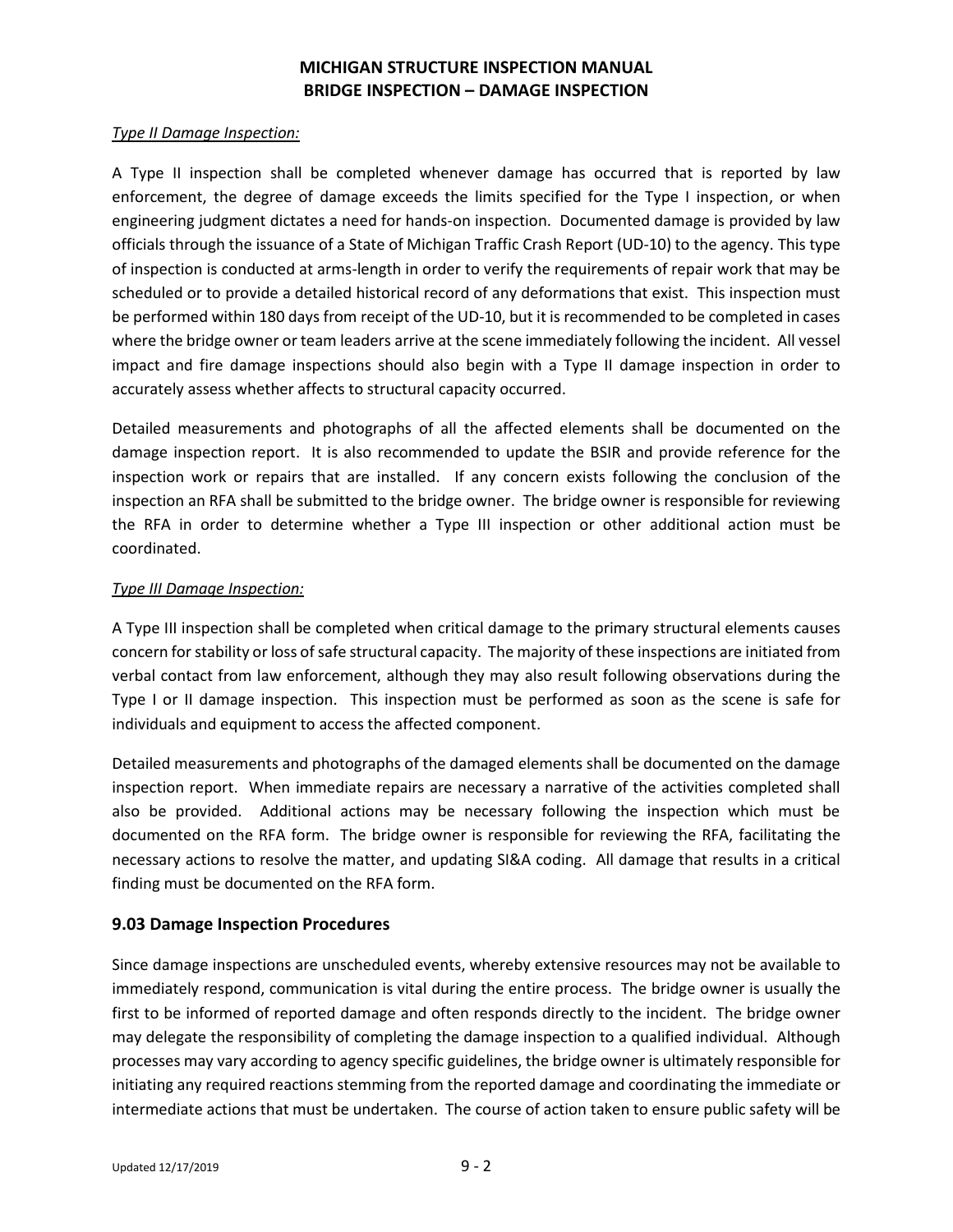*Type II Damage Inspection:*

A Type II inspection shall be completed whenever damage has occurred that is reported by law enforcement, the degree of damage exceeds the limits specified for the Type I inspection, or when engineering judgment dictates a need for hands-on inspection. Documented damage is provided by law officials through the issuance of a State of Michigan Traffic Crash Report (UD-10) to the agency. This type of inspection is conducted at arms-length in order to verify the requirements of repair work that may be scheduled or to provide a detailed historical record of any deformations that exist. This inspection must be performed within 180 days from receipt of the UD-10, but it is recommended to be completed in cases where the bridge owner or team leaders arrive at the scene immediately following the incident. All vessel impact and fire damage inspections should also begin with a Type II damage inspection in order to accurately assess whether affects to structural capacity occurred.

Detailed measurements and photographs of all the affected elements shall be documented on the damage inspection report. It is also recommended to update the BSIR and provide reference for the inspection work or repairs that are installed. If any concern exists following the conclusion of the inspection an RFA shall be submitted to the bridge owner. The bridge owner is responsible for reviewing the RFA in order to determine whether a Type III inspection or other additional action must be coordinated.

*Type III Damage Inspection:*

A Type III inspection shall be completed when critical damage to the primary structural elements causes concern for stability or loss of safe structural capacity. The majority of these inspections are initiated from verbal contact from law enforcement, although they may also result following observations during the Type I or II damage inspection. This inspection must be performed as soon as the scene is safe for individuals and equipment to access the affected component.

Detailed measurements and photographs of the damaged elements shall be documented on the damage inspection report. When immediate repairs are necessary a narrative of the activities completed shall also be provided. Additional actions may be necessary following the inspection which must be documented on the RFA form. The bridge owner is responsible for reviewing the RFA, facilitating the necessary actions to resolve the matter, and updating SI&A coding. All damage that results in a critical finding must be documented on the RFA form.

## 9.03 Damage Inspection Procedures

Since damage inspections are unscheduled events, whereby extensive resources may not be available to immediately respond, communication is vital during the entire process. The bridge owner is usually the first to be informed of reported damage and often responds directly to the incident. The bridge owner may delegate the responsibility of completing the damage inspection to a qualified individual. Although processes may vary according to agency specific guidelines, the bridge owner is ultimately responsible for initiating any required reactions stemming from the reported damage and coordinating the immediate or intermediate actions that must be undertaken. The course of action taken to ensure public safety will be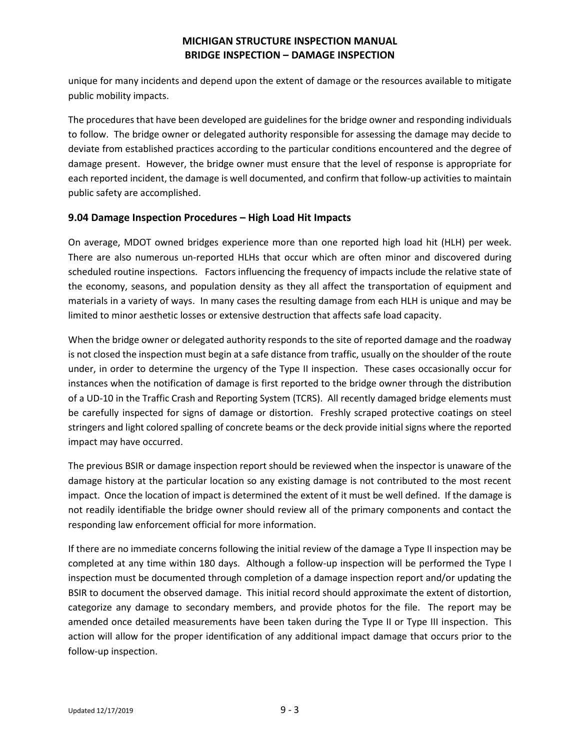unique for many incidents and depend upon the extent of damage or the resources available to mitigate public mobility impacts.

The procedures that have been developed are guidelines for the bridge owner and responding individuals to follow. The bridge owner or delegated authority responsible for assessing the damage may decide to deviate from established practices according to the particular conditions encountered and the degree of damage present. However, the bridge owner must ensure that the level of response is appropriate for each reported incident, the damage is well documented, and confirm that follow-up activities to maintain public safety are accomplished.

## 9.04 Damage Inspection Procedures – High Load Hit Impacts

On average, MDOT owned bridges experience more than one reported high load hit (HLH) per week. There are also numerous un-reported HLHs that occur which are often minor and discovered during scheduled routine inspections. Factors influencing the frequency of impacts include the relative state of the economy, seasons, and population density as they all affect the transportation of equipment and materials in a variety of ways. In many cases the resulting damage from each HLH is unique and may be limited to minor aesthetic losses or extensive destruction that affects safe load capacity.

When the bridge owner or delegated authority responds to the site of reported damage and the roadway is not closed the inspection must begin at a safe distance from traffic, usually on the shoulder of the route under, in order to determine the urgency of the Type II inspection. These cases occasionally occur for instances when the notification of damage is first reported to the bridge owner through the distribution of a UD-10 in the Traffic Crash and Reporting System (TCRS). All recently damaged bridge elements must be carefully inspected for signs of damage or distortion. Freshly scraped protective coatings on steel stringers and light colored spalling of concrete beams or the deck provide initial signs where the reported impact may have occurred.

The previous BSIR or damage inspection report should be reviewed when the inspector is unaware of the damage history at the particular location so any existing damage is not contributed to the most recent impact. Once the location of impact is determined the extent of it must be well defined. If the damage is not readily identifiable the bridge owner should review all of the primary components and contact the responding law enforcement official for more information.

If there are no immediate concerns following the initial review of the damage a Type II inspection may be completed at any time within 180 days. Although a follow-up inspection will be performed the Type I inspection must be documented through completion of a damage inspection report and/or updating the BSIR to document the observed damage. This initial record should approximate the extent of distortion, categorize any damage to secondary members, and provide photos for the file. The report may be amended once detailed measurements have been taken during the Type II or Type III inspection. This action will allow for the proper identification of any additional impact damage that occurs prior to the follow-up inspection.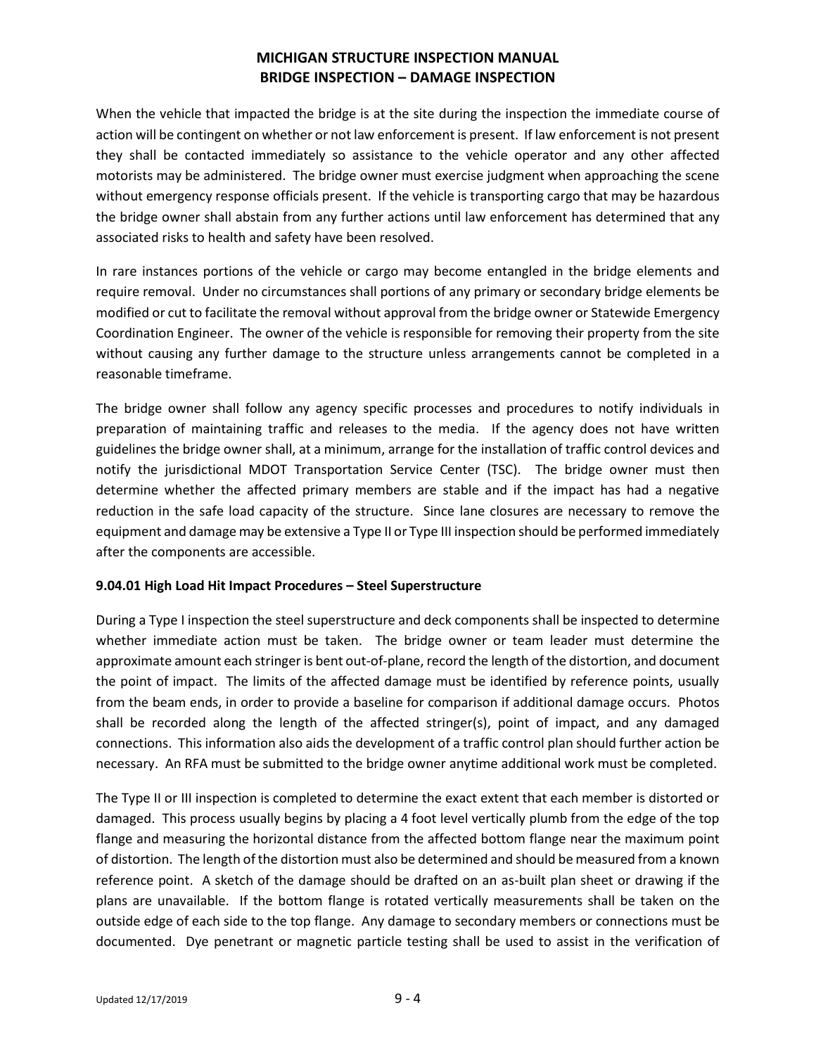When the vehicle that impacted the bridge is at the site during the inspection the immediate course of action will be contingent on whether or not law enforcement is present. If law enforcement is not present they shall be contacted immediately so assistance to the vehicle operator and any other affected motorists may be administered. The bridge owner must exercise judgment when approaching the scene without emergency response officials present. If the vehicle is transporting cargo that may be hazardous the bridge owner shall abstain from any further actions until law enforcement has determined that any associated risks to health and safety have been resolved.

In rare instances portions of the vehicle or cargo may become entangled in the bridge elements and require removal. Under no circumstances shall portions of any primary or secondary bridge elements be modified or cut to facilitate the removal without approval from the bridge owner or Statewide Emergency Coordination Engineer. The owner of the vehicle is responsible for removing their property from the site without causing any further damage to the structure unless arrangements cannot be completed in a reasonable timeframe.

The bridge owner shall follow any agency specific processes and procedures to notify individuals in preparation of maintaining traffic and releases to the media. If the agency does not have written guidelines the bridge owner shall, at a minimum, arrange for the installation of traffic control devices and notify the jurisdictional MDOT Transportation Service Center (TSC). The bridge owner must then determine whether the affected primary members are stable and if the impact has had a negative reduction in the safe load capacity of the structure. Since lane closures are necessary to remove the equipment and damage may be extensive a Type II or Type III inspection should be performed immediately after the components are accessible.

### 9.04.01 High Load Hit Impact Procedures – Steel Superstructure

During a Type I inspection the steel superstructure and deck components shall be inspected to determine whether immediate action must be taken. The bridge owner or team leader must determine the approximate amount each stringer is bent out-of-plane, record the length of the distortion, and document the point of impact. The limits of the affected damage must be identified by reference points, usually from the beam ends, in order to provide a baseline for comparison if additional damage occurs. Photos shall be recorded along the length of the affected stringer(s), point of impact, and any damaged connections. This information also aids the development of a traffic control plan should further action be necessary. An RFA must be submitted to the bridge owner anytime additional work must be completed.

The Type II or III inspection is completed to determine the exact extent that each member is distorted or damaged. This process usually begins by placing a 4 foot level vertically plumb from the edge of the top flange and measuring the horizontal distance from the affected bottom flange near the maximum point of distortion. The length of the distortion must also be determined and should be measured from a known reference point. A sketch of the damage should be drafted on an as-built plan sheet or drawing if the plans are unavailable. If the bottom flange is rotated vertically measurements shall be taken on the outside edge of each side to the top flange. Any damage to secondary members or connections must be documented. Dye penetrant or magnetic particle testing shall be used to assist in the verification of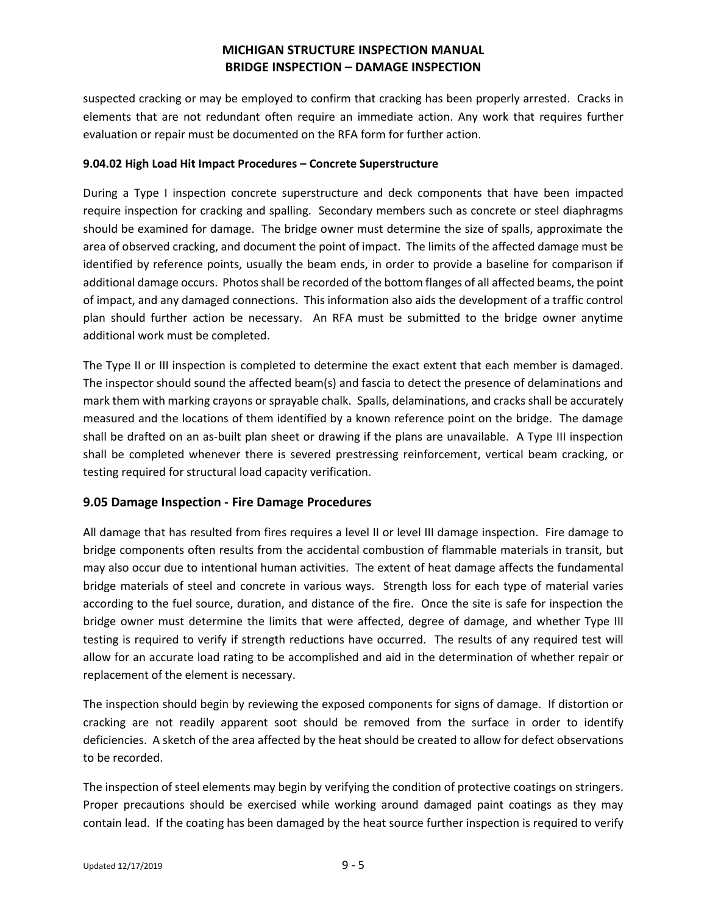suspected cracking or may be employed to confirm that cracking has been properly arrested. Cracks in elements that are not redundant often require an immediate action. Any work that requires further evaluation or repair must be documented on the RFA form for further action.

### 9.04.02 High Load Hit Impact Procedures – Concrete Superstructure

During a Type I inspection concrete superstructure and deck components that have been impacted require inspection for cracking and spalling. Secondary members such as concrete or steel diaphragms should be examined for damage. The bridge owner must determine the size of spalls, approximate the area of observed cracking, and document the point of impact. The limits of the affected damage must be identified by reference points, usually the beam ends, in order to provide a baseline for comparison if additional damage occurs. Photos shall be recorded of the bottom flanges of all affected beams, the point of impact, and any damaged connections. This information also aids the development of a traffic control plan should further action be necessary. An RFA must be submitted to the bridge owner anytime additional work must be completed.

The Type II or III inspection is completed to determine the exact extent that each member is damaged. The inspector should sound the affected beam(s) and fascia to detect the presence of delaminations and mark them with marking crayons or sprayable chalk. Spalls, delaminations, and cracks shall be accurately measured and the locations of them identified by a known reference point on the bridge. The damage shall be drafted on an as-built plan sheet or drawing if the plans are unavailable. A Type III inspection shall be completed whenever there is severed prestressing reinforcement, vertical beam cracking, or testing required for structural load capacity verification.

## 9.05 Damage Inspection - Fire Damage Procedures

All damage that has resulted from fires requires a level II or level III damage inspection. Fire damage to bridge components often results from the accidental combustion of flammable materials in transit, but may also occur due to intentional human activities. The extent of heat damage affects the fundamental bridge materials of steel and concrete in various ways. Strength loss for each type of material varies according to the fuel source, duration, and distance of the fire. Once the site is safe for inspection the bridge owner must determine the limits that were affected, degree of damage, and whether Type III testing is required to verify if strength reductions have occurred. The results of any required test will allow for an accurate load rating to be accomplished and aid in the determination of whether repair or replacement of the element is necessary.

The inspection should begin by reviewing the exposed components for signs of damage. If distortion or cracking are not readily apparent soot should be removed from the surface in order to identify deficiencies. A sketch of the area affected by the heat should be created to allow for defect observations to be recorded.

The inspection of steel elements may begin by verifying the condition of protective coatings on stringers. Proper precautions should be exercised while working around damaged paint coatings as they may contain lead. If the coating has been damaged by the heat source further inspection is required to verify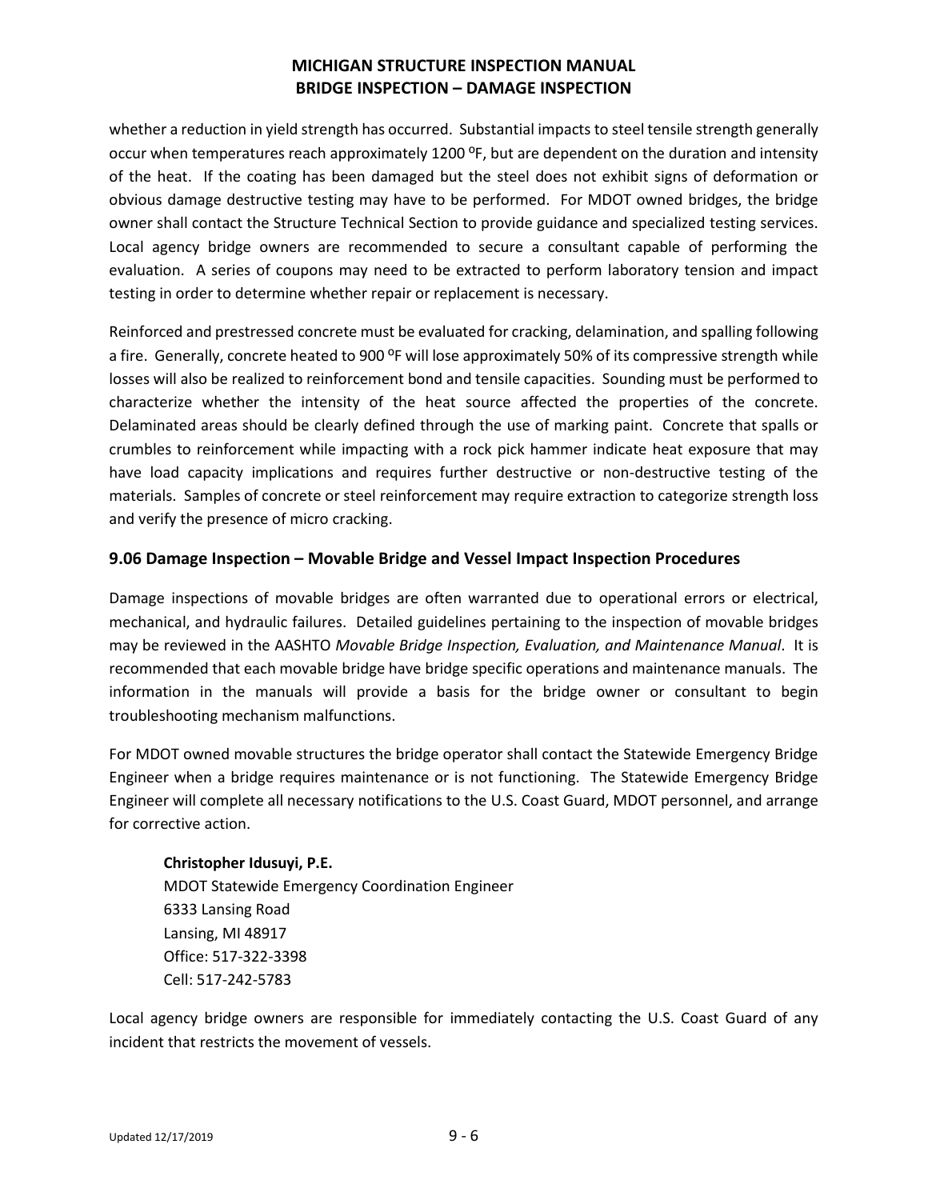whether a reduction in yield strength has occurred. Substantial impacts to steel tensile strength generally occur when temperatures reach approximately 1200 $^{o}$F, but are dependent on the duration and intensity of the heat. If the coating has been damaged but the steel does not exhibit signs of deformation or obvious damage destructive testing may have to be performed. For MDOT owned bridges, the bridge owner shall contact the Structure Technical Section to provide guidance and specialized testing services. Local agency bridge owners are recommended to secure a consultant capable of performing the evaluation. A series of coupons may need to be extracted to perform laboratory tension and impact testing in order to determine whether repair or replacement is necessary.

Reinforced and prestressed concrete must be evaluated for cracking, delamination, and spalling following a fire. Generally, concrete heated to 900 $^{o}$F will lose approximately 50% of its compressive strength while losses will also be realized to reinforcement bond and tensile capacities. Sounding must be performed to characterize whether the intensity of the heat source affected the properties of the concrete. Delaminated areas should be clearly defined through the use of marking paint. Concrete that spalls or crumbles to reinforcement while impacting with a rock pick hammer indicate heat exposure that may have load capacity implications and requires further destructive or non-destructive testing of the materials. Samples of concrete or steel reinforcement may require extraction to categorize strength loss and verify the presence of micro cracking.

## 9.06 Damage Inspection – Movable Bridge and Vessel Impact Inspection Procedures

Damage inspections of movable bridges are often warranted due to operational errors or electrical, mechanical, and hydraulic failures. Detailed guidelines pertaining to the inspection of movable bridges may be reviewed in the AASHTO *Movable Bridge Inspection, Evaluation, and Maintenance Manual*. It is recommended that each movable bridge have bridge specific operations and maintenance manuals. The information in the manuals will provide a basis for the bridge owner or consultant to begin troubleshooting mechanism malfunctions.

For MDOT owned movable structures the bridge operator shall contact the Statewide Emergency Bridge Engineer when a bridge requires maintenance or is not functioning. The Statewide Emergency Bridge Engineer will complete all necessary notifications to the U.S. Coast Guard, MDOT personnel, and arrange for corrective action.

**Christopher Idusuyi, P.E.**
MDOT Statewide Emergency Coordination Engineer
6333 Lansing Road
Lansing, MI 48917
Office: 517-322-3398
Cell: 517-242-5783

Local agency bridge owners are responsible for immediately contacting the U.S. Coast Guard of any incident that restricts the movement of vessels.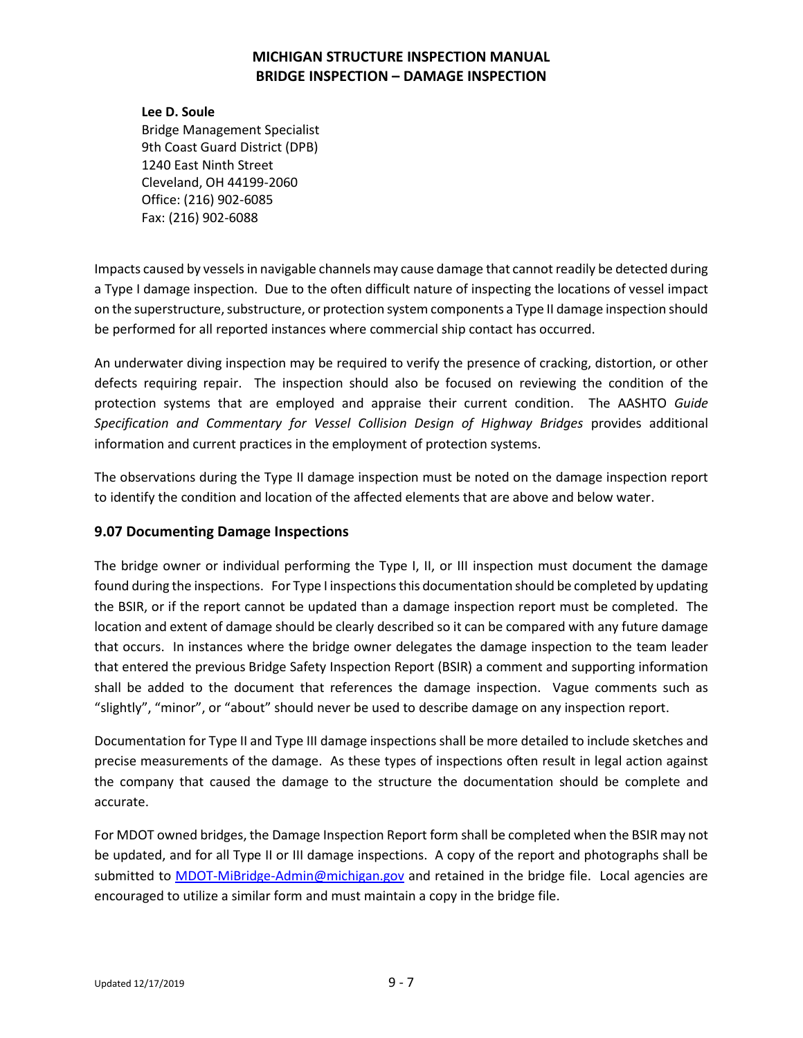**Lee D. Soule**
Bridge Management Specialist
9th Coast Guard District (DPB)
1240 East Ninth Street
Cleveland, OH 44199-2060
Office: (216) 902-6085
Fax: (216) 902-6088

Impacts caused by vessels in navigable channels may cause damage that cannot readily be detected during a Type I damage inspection. Due to the often difficult nature of inspecting the locations of vessel impact on the superstructure, substructure, or protection system components a Type II damage inspection should be performed for all reported instances where commercial ship contact has occurred.

An underwater diving inspection may be required to verify the presence of cracking, distortion, or other defects requiring repair. The inspection should also be focused on reviewing the condition of the protection systems that are employed and appraise their current condition. The AASHTO *Guide Specification and Commentary for Vessel Collision Design of Highway Bridges* provides additional information and current practices in the employment of protection systems.

The observations during the Type II damage inspection must be noted on the damage inspection report to identify the condition and location of the affected elements that are above and below water.

## 9.07 Documenting Damage Inspections

The bridge owner or individual performing the Type I, II, or III inspection must document the damage found during the inspections. For Type I inspections this documentation should be completed by updating the BSIR, or if the report cannot be updated than a damage inspection report must be completed. The location and extent of damage should be clearly described so it can be compared with any future damage that occurs. In instances where the bridge owner delegates the damage inspection to the team leader that entered the previous Bridge Safety Inspection Report (BSIR) a comment and supporting information shall be added to the document that references the damage inspection. Vague comments such as "slightly", "minor", or "about" should never be used to describe damage on any inspection report.

Documentation for Type II and Type III damage inspections shall be more detailed to include sketches and precise measurements of the damage. As these types of inspections often result in legal action against the company that caused the damage to the structure the documentation should be complete and accurate.

For MDOT owned bridges, the Damage Inspection Report form shall be completed when the BSIR may not be updated, and for all Type II or III damage inspections. A copy of the report and photographs shall be submitted to MDOT-MiBridge-Admin@michigan.gov and retained in the bridge file. Local agencies are encouraged to utilize a similar form and must maintain a copy in the bridge file.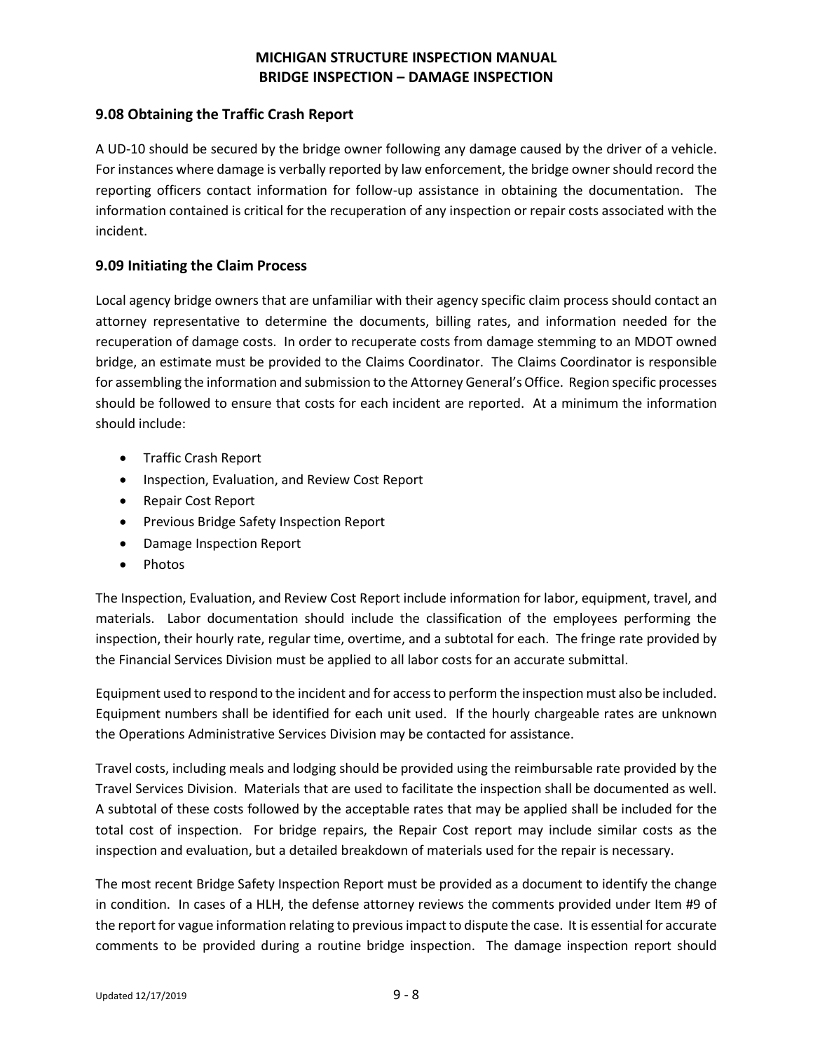## 9.08 Obtaining the Traffic Crash Report

A UD-10 should be secured by the bridge owner following any damage caused by the driver of a vehicle. For instances where damage is verbally reported by law enforcement, the bridge owner should record the reporting officers contact information for follow-up assistance in obtaining the documentation. The information contained is critical for the recuperation of any inspection or repair costs associated with the incident.

## 9.09 Initiating the Claim Process

Local agency bridge owners that are unfamiliar with their agency specific claim process should contact an attorney representative to determine the documents, billing rates, and information needed for the recuperation of damage costs. In order to recuperate costs from damage stemming to an MDOT owned bridge, an estimate must be provided to the Claims Coordinator. The Claims Coordinator is responsible for assembling the information and submission to the Attorney General's Office. Region specific processes should be followed to ensure that costs for each incident are reported. At a minimum the information should include:

- Traffic Crash Report
- Inspection, Evaluation, and Review Cost Report
- Repair Cost Report
- Previous Bridge Safety Inspection Report
- Damage Inspection Report
- Photos

The Inspection, Evaluation, and Review Cost Report include information for labor, equipment, travel, and materials. Labor documentation should include the classification of the employees performing the inspection, their hourly rate, regular time, overtime, and a subtotal for each. The fringe rate provided by the Financial Services Division must be applied to all labor costs for an accurate submittal.

Equipment used to respond to the incident and for access to perform the inspection must also be included. Equipment numbers shall be identified for each unit used. If the hourly chargeable rates are unknown the Operations Administrative Services Division may be contacted for assistance.

Travel costs, including meals and lodging should be provided using the reimbursable rate provided by the Travel Services Division. Materials that are used to facilitate the inspection shall be documented as well. A subtotal of these costs followed by the acceptable rates that may be applied shall be included for the total cost of inspection. For bridge repairs, the Repair Cost report may include similar costs as the inspection and evaluation, but a detailed breakdown of materials used for the repair is necessary.

The most recent Bridge Safety Inspection Report must be provided as a document to identify the change in condition. In cases of a HLH, the defense attorney reviews the comments provided under Item #9 of the report for vague information relating to previous impact to dispute the case. It is essential for accurate comments to be provided during a routine bridge inspection. The damage inspection report should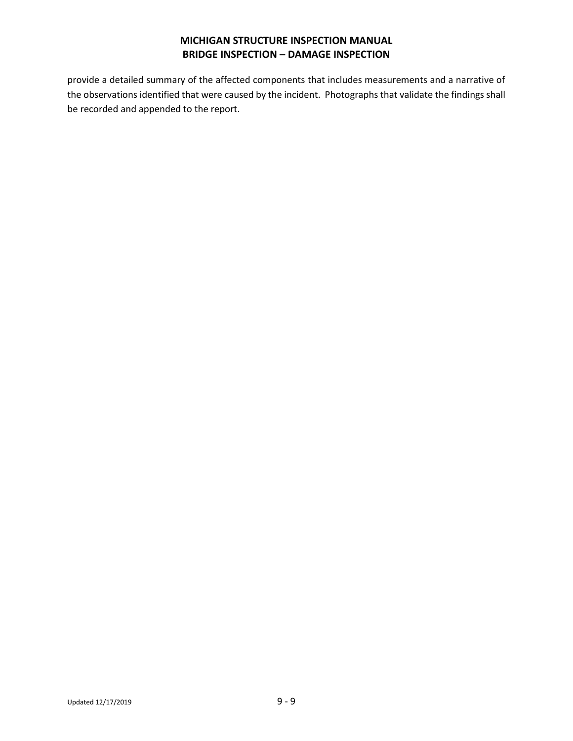provide a detailed summary of the affected components that includes measurements and a narrative of the observations identified that were caused by the incident. Photographs that validate the findings shall be recorded and appended to the report.